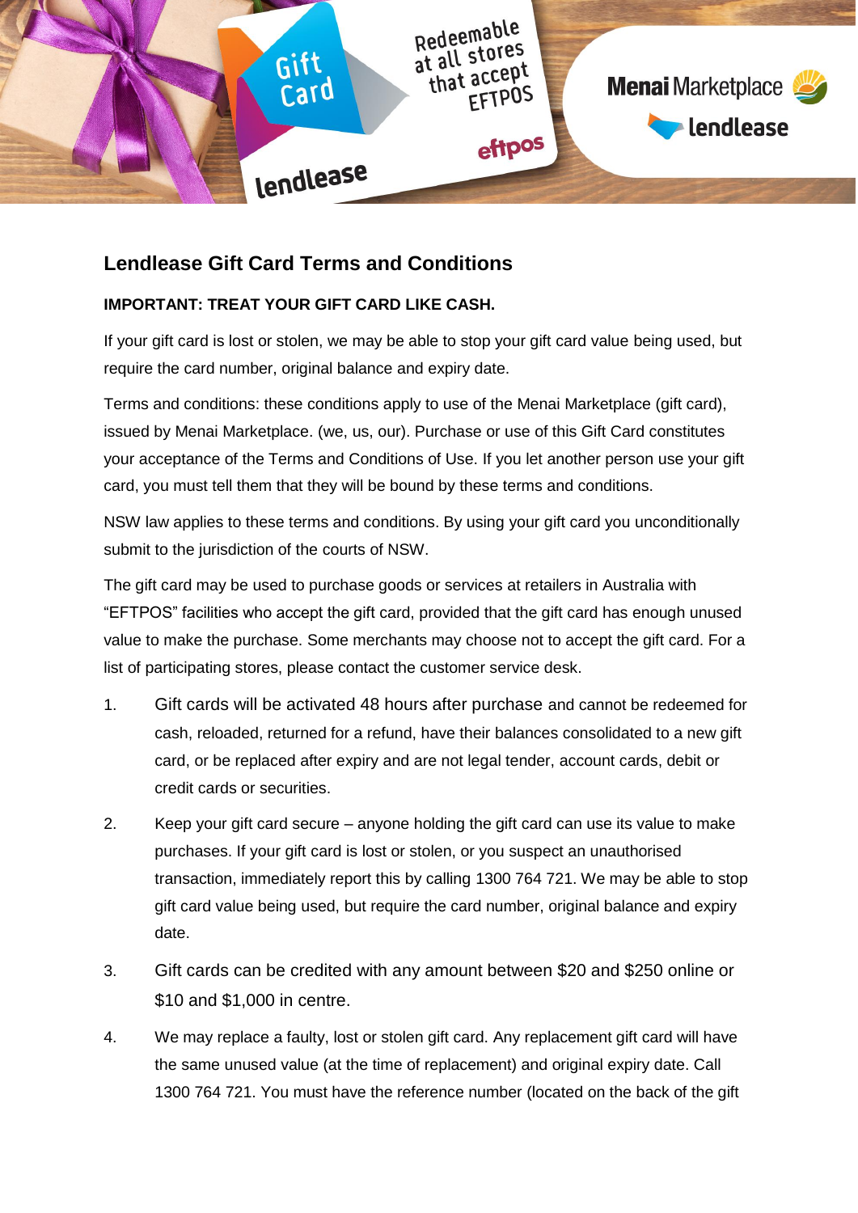# Lendlease Gift Card Terms and Conditions

**IMPORTANT: TREAT YOUR GIFT CARD LIKE CASH.**

If your gift card is lost or stolen, we may be able to stop your gift card value being used, but require the card number, original balance and expiry date.

Terms and conditions: these conditions apply to use of the Menai Marketplace (gift card), issued by Menai Marketplace. (we, us, our). Purchase or use of this Gift Card constitutes your acceptance of the Terms and Conditions of Use. If you let another person use your gift card, you must tell them that they will be bound by these terms and conditions.

NSW law applies to these terms and conditions. By using your gift card you unconditionally submit to the jurisdiction of the courts of NSW.

The gift card may be used to purchase goods or services at retailers in Australia with "EFTPOS" facilities who accept the gift card, provided that the gift card has enough unused value to make the purchase. Some merchants may choose not to accept the gift card. For a list of participating stores, please contact the customer service desk.

1. Gift cards will be activated 48 hours after purchase and cannot be redeemed for cash, reloaded, returned for a refund, have their balances consolidated to a new gift card, or be replaced after expiry and are not legal tender, account cards, debit or credit cards or securities.
2. Keep your gift card secure – anyone holding the gift card can use its value to make purchases. If your gift card is lost or stolen, or you suspect an unauthorised transaction, immediately report this by calling 1300 764 721. We may be able to stop gift card value being used, but require the card number, original balance and expiry date.
3. Gift cards can be credited with any amount between $20 and $250 online or $10 and $1,000 in centre.
4. We may replace a faulty, lost or stolen gift card. Any replacement gift card will have the same unused value (at the time of replacement) and original expiry date. Call 1300 764 721. You must have the reference number (located on the back of the gift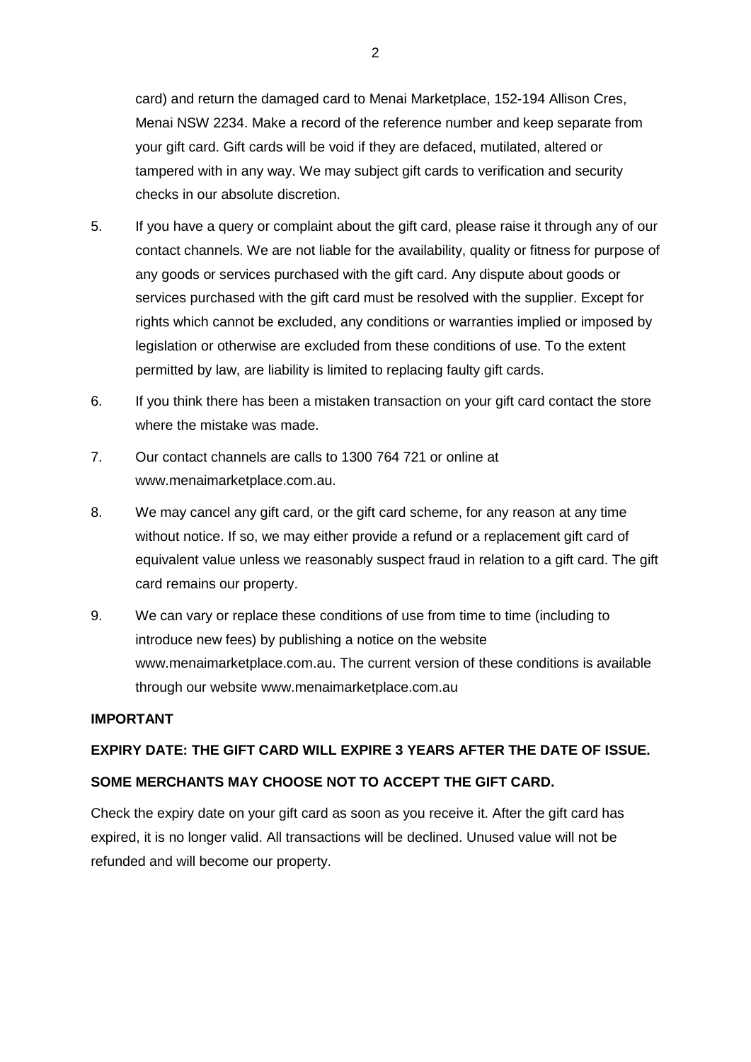card) and return the damaged card to Menai Marketplace, 152-194 Allison Cres, Menai NSW 2234. Make a record of the reference number and keep separate from your gift card. Gift cards will be void if they are defaced, mutilated, altered or tampered with in any way. We may subject gift cards to verification and security checks in our absolute discretion.

5. If you have a query or complaint about the gift card, please raise it through any of our contact channels. We are not liable for the availability, quality or fitness for purpose of any goods or services purchased with the gift card. Any dispute about goods or services purchased with the gift card must be resolved with the supplier. Except for rights which cannot be excluded, any conditions or warranties implied or imposed by legislation or otherwise are excluded from these conditions of use. To the extent permitted by law, are liability is limited to replacing faulty gift cards.

6. If you think there has been a mistaken transaction on your gift card contact the store where the mistake was made.

7. Our contact channels are calls to 1300 764 721 or online at www.menaimarketplace.com.au.

8. We may cancel any gift card, or the gift card scheme, for any reason at any time without notice. If so, we may either provide a refund or a replacement gift card of equivalent value unless we reasonably suspect fraud in relation to a gift card. The gift card remains our property.

9. We can vary or replace these conditions of use from time to time (including to introduce new fees) by publishing a notice on the website www.menaimarketplace.com.au. The current version of these conditions is available through our website www.menaimarketplace.com.au

**IMPORTANT**

**EXPIRY DATE: THE GIFT CARD WILL EXPIRE 3 YEARS AFTER THE DATE OF ISSUE.**

**SOME MERCHANTS MAY CHOOSE NOT TO ACCEPT THE GIFT CARD.**

Check the expiry date on your gift card as soon as you receive it. After the gift card has expired, it is no longer valid. All transactions will be declined. Unused value will not be refunded and will become our property.